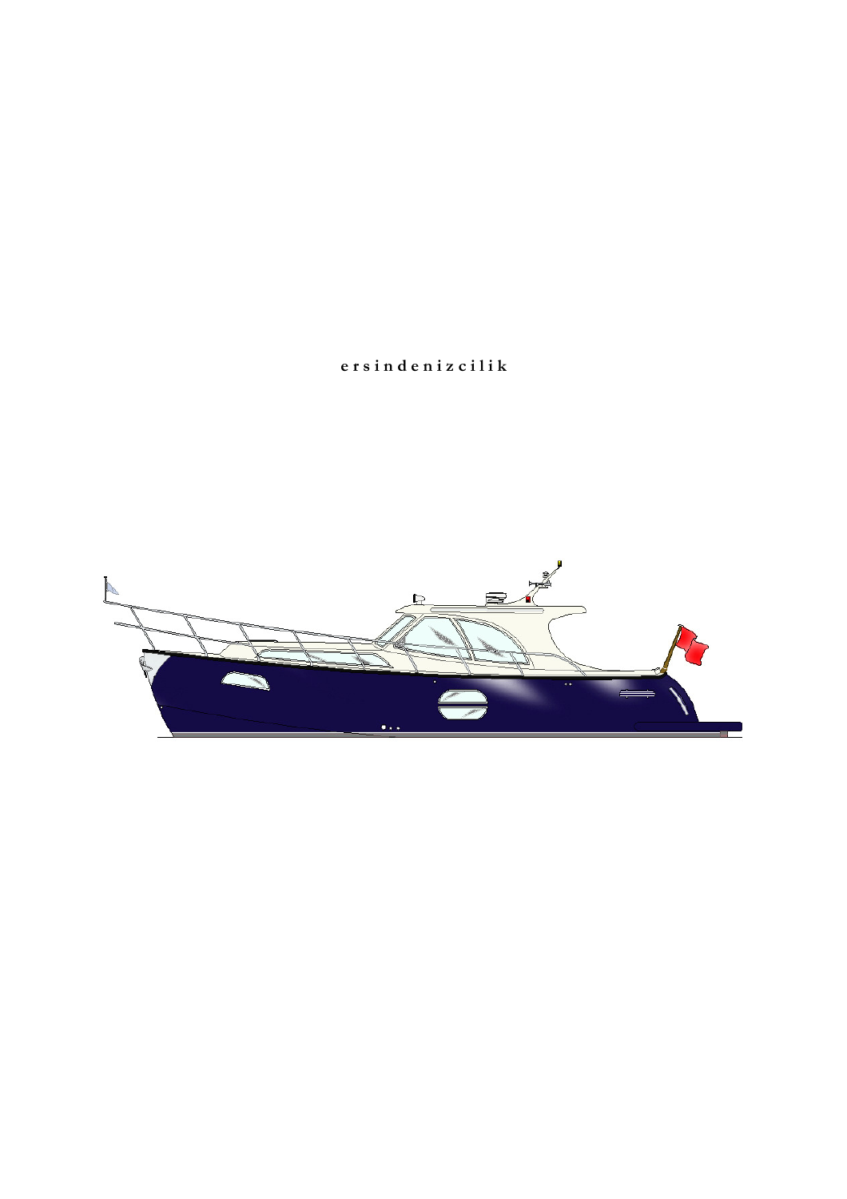e r s i n d e n i z c i l i k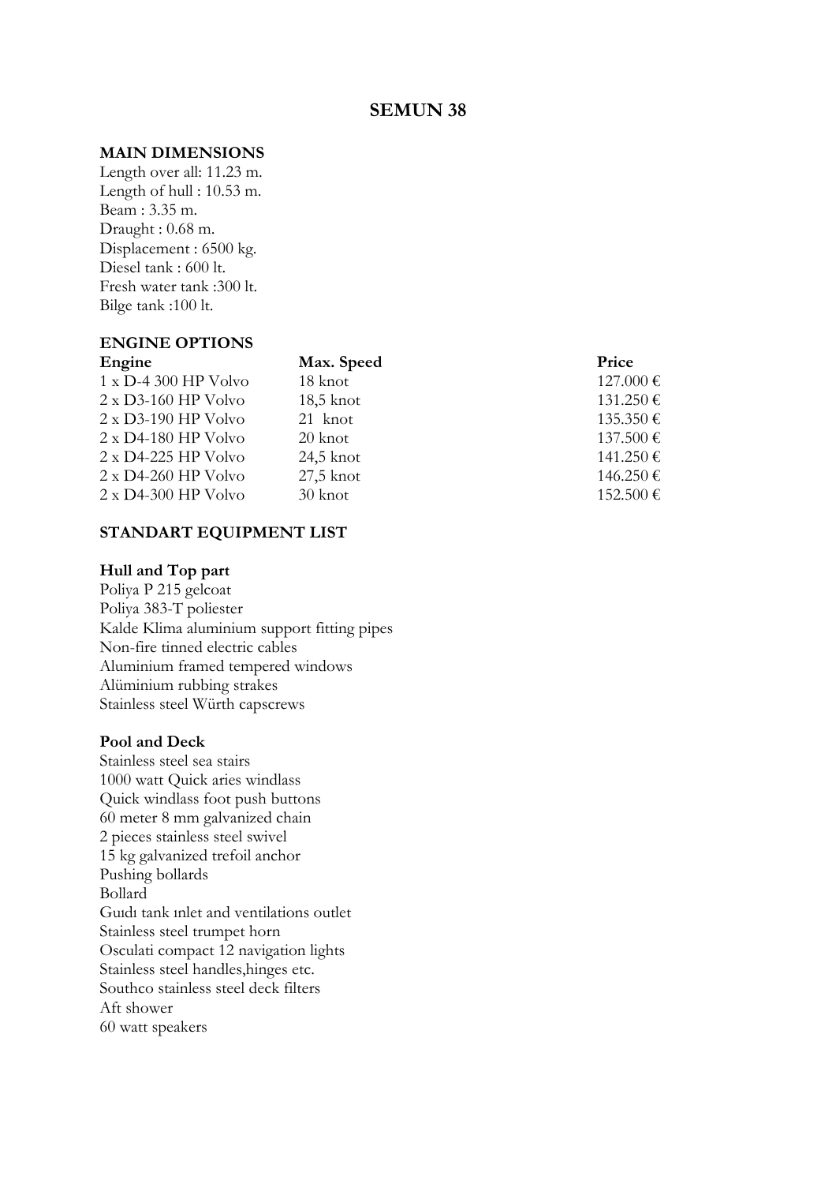# SEMUN 38

## MAIN DIMENSIONS

Length over all: 11.23 m.
Length of hull : 10.53 m.
Beam : 3.35 m.
Draught : 0.68 m.
Displacement : 6500 kg.
Diesel tank : 600 lt.
Fresh water tank :300 lt.
Bilge tank :100 lt.

## ENGINE OPTIONS

| Engine | Max. Speed | Price |
|---|---|---|
| 1 x D-4 300 HP Volvo | 18 knot | 127.000 € |
| 2 x D3-160 HP Volvo | 18,5 knot | 131.250 € |
| 2 x D3-190 HP Volvo | 21 knot | 135.350 € |
| 2 x D4-180 HP Volvo | 20 knot | 137.500 € |
| 2 x D4-225 HP Volvo | 24,5 knot | 141.250 € |
| 2 x D4-260 HP Volvo | 27,5 knot | 146.250 € |
| 2 x D4-300 HP Volvo | 30 knot | 152.500 € |

## STANDART EQUIPMENT LIST

### Hull and Top part

Poliya P 215 gelcoat
Poliya 383-T poliester
Kalde Klima aluminium support fitting pipes
Non-fire tinned electric cables
Aluminium framed tempered windows
Alüminium rubbing strakes
Stainless steel Würth capscrews

### Pool and Deck

Stainless steel sea stairs
1000 watt Quick aries windlass
Quick windlass foot push buttons
60 meter 8 mm galvanized chain
2 pieces stainless steel swivel
15 kg galvanized trefoil anchor
Pushing bollards
Bollard
Guıdı tank ınlet and ventilations outlet
Stainless steel trumpet horn
Osculati compact 12 navigation lights
Stainless steel handles,hinges etc.
Southco stainless steel deck filters
Aft shower
60 watt speakers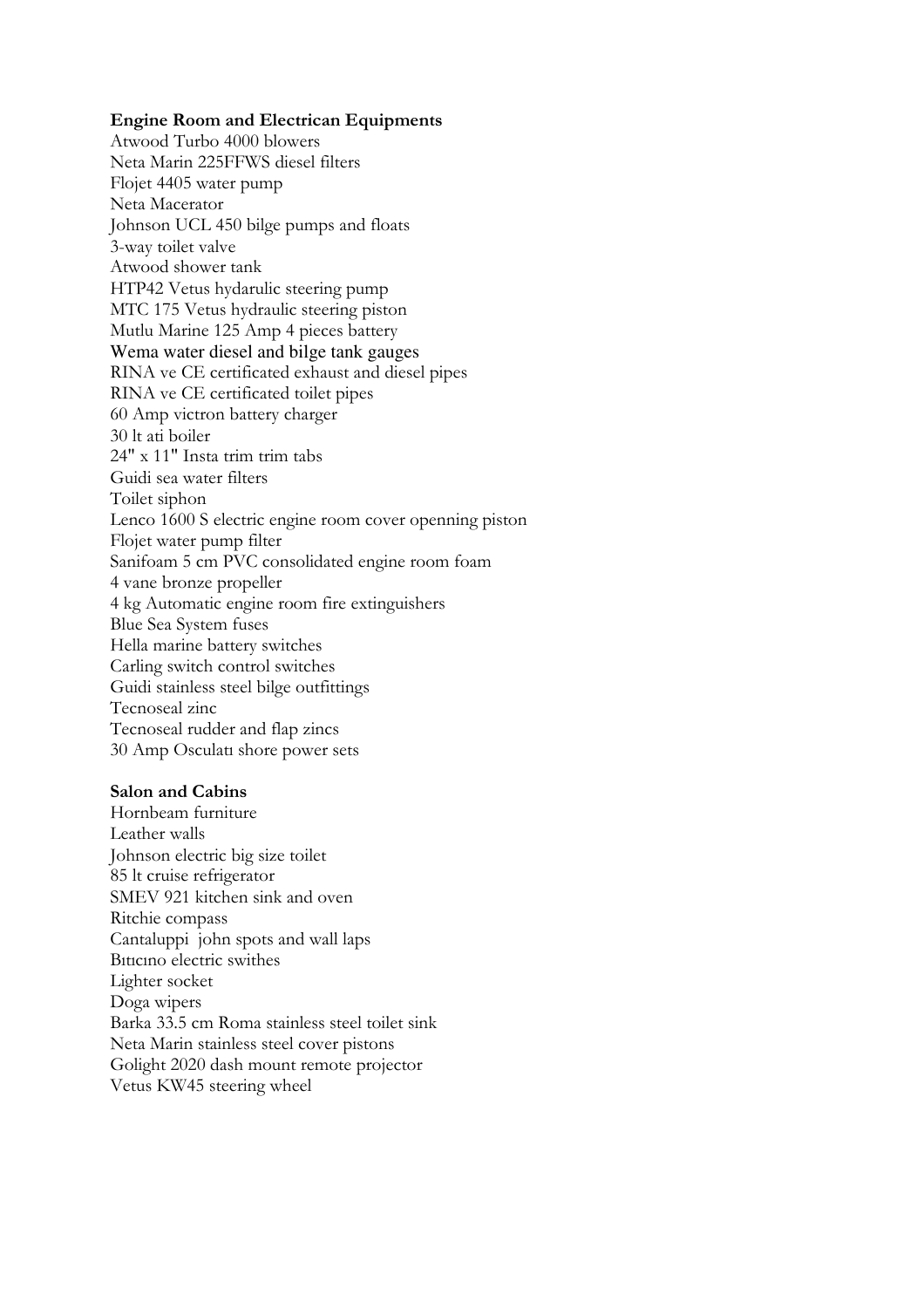**Engine Room and Electrican Equipments**

Atwood Turbo 4000 blowers
Neta Marin 225FFWS diesel filters
Flojet 4405 water pump
Neta Macerator
Johnson UCL 450 bilge pumps and floats
3-way toilet valve
Atwood shower tank
HTP42 Vetus hydarulic steering pump
MTC 175 Vetus hydraulic steering piston
Mutlu Marine 125 Amp 4 pieces battery
Wema water diesel and bilge tank gauges
RINA ve CE certificated exhaust and diesel pipes
RINA ve CE certificated toilet pipes
60 Amp victron battery charger
30 lt ati boiler
24" x 11" Insta trim trim tabs
Guidi sea water filters
Toilet siphon
Lenco 1600 S electric engine room cover openning piston
Flojet water pump filter
Sanifoam 5 cm PVC consolidated engine room foam
4 vane bronze propeller
4 kg Automatic engine room fire extinguishers
Blue Sea System fuses
Hella marine battery switches
Carling switch control switches
Guidi stainless steel bilge outfittings
Tecnoseal zinc
Tecnoseal rudder and flap zincs
30 Amp Osculatı shore power sets

**Salon and Cabins**

Hornbeam furniture
Leather walls
Johnson electric big size toilet
85 lt cruise refrigerator
SMEV 921 kitchen sink and oven
Ritchie compass
Cantaluppi john spots and wall laps
Bıtıcıno electric swithes
Lighter socket
Doga wipers
Barka 33.5 cm Roma stainless steel toilet sink
Neta Marin stainless steel cover pistons
Golight 2020 dash mount remote projector
Vetus KW45 steering wheel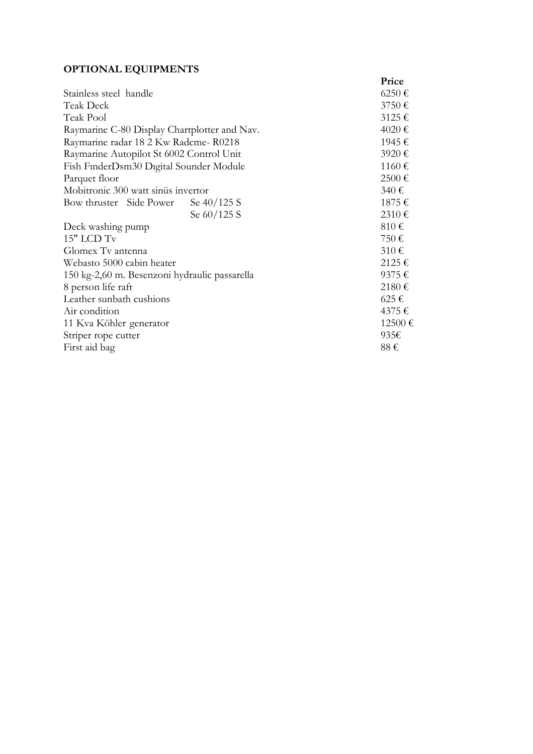**OPTIONAL EQUIPMENTS**

| | Price |
|---|---|
| Stainless steel handle | 6250 € |
| Teak Deck | 3750 € |
| Teak Pool | 3125 € |
| Raymarine C-80 Display Chartplotter and Nav. | 4020 € |
| Raymarine radar 18 2 Kw Radcme- R0218 | 1945 € |
| Raymarine Autopilot St 6002 Control Unit | 3920 € |
| Fish FınderDsm30 Dıgital Sounder Module | 1160 € |
| Parquet floor | 2500 € |
| Mobitronic 300 watt sinüs invertor | 340 € |
| Bow thruster Side Power Se 40/125 S | 1875 € |
| Se 60/125 S | 2310 € |
| Deck washing pump | 810 € |
| 15" LCD Tv | 750 € |
| Glomex Tv antenna | 310 € |
| Webasto 5000 cabin heater | 2125 € |
| 150 kg-2,60 m. Besenzoni hydraulic passarella | 9375 € |
| 8 person life raft | 2180 € |
| Leather sunbath cushions | 625 € |
| Air condition | 4375 € |
| 11 Kva Köhler generator | 12500 € |
| Striper rope cutter | 935€ |
| First aid bag | 88 € |